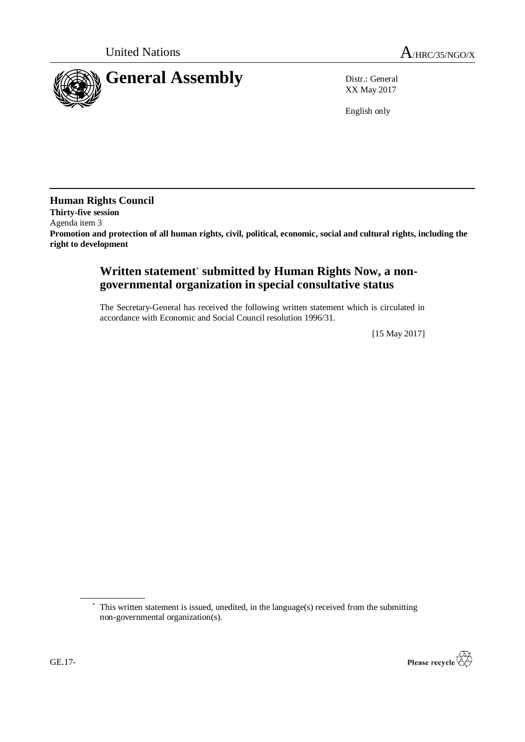United Nations A/HRC/35/NGO/X

# General Assembly

Distr.: General
XX May 2017

English only

**Human Rights Council**
**Thirty-five session**
Agenda item 3
**Promotion and protection of all human rights, civil, political, economic, social and cultural rights, including the right to development**

## Written statement* submitted by Human Rights Now, a non-governmental organization in special consultative status

The Secretary-General has received the following written statement which is circulated in accordance with Economic and Social Council resolution 1996/31.

[15 May 2017]

\* This written statement is issued, unedited, in the language(s) received from the submitting non-governmental organization(s).

GE.17-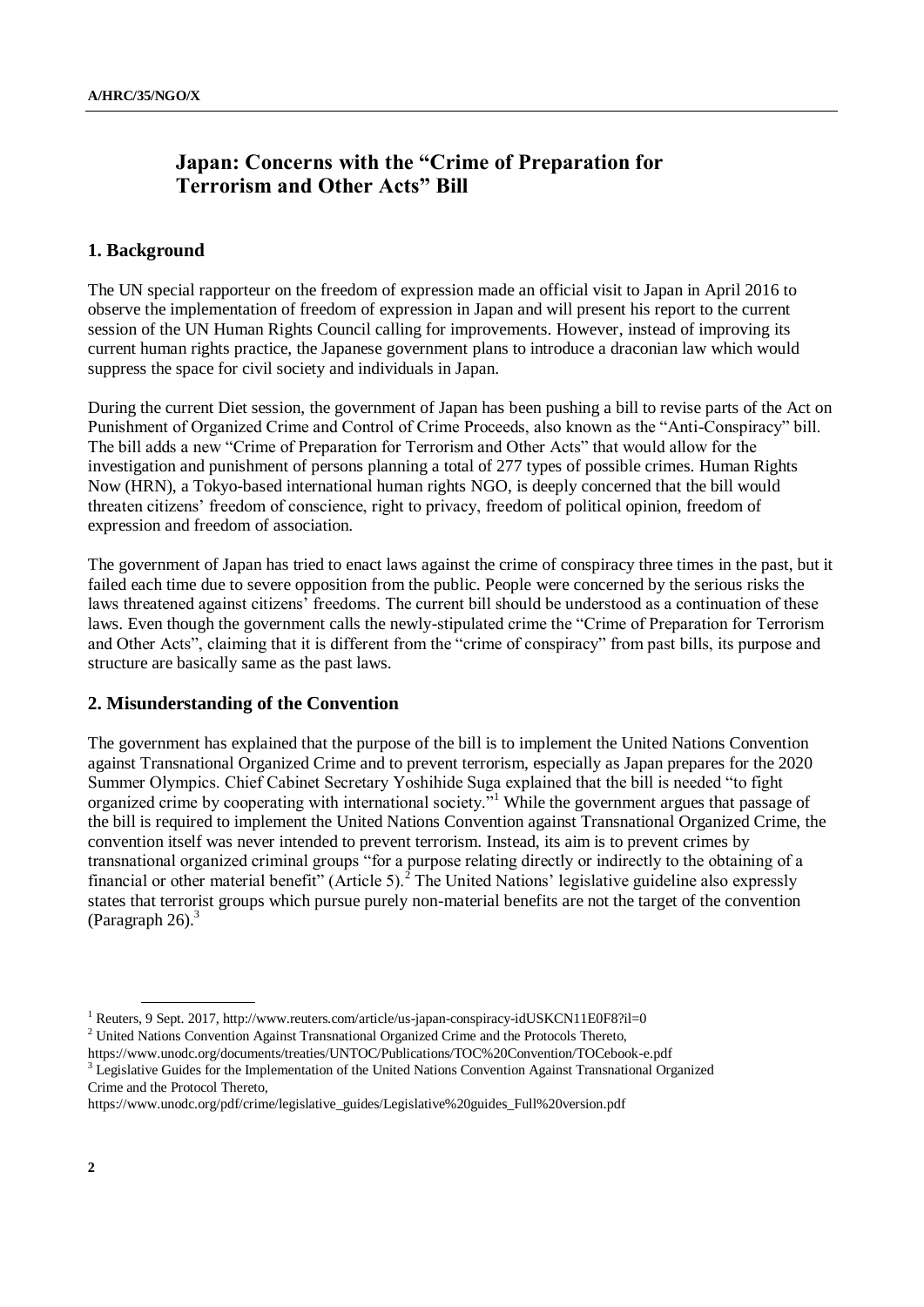# Japan: Concerns with the "Crime of Preparation for Terrorism and Other Acts" Bill

## 1. Background

The UN special rapporteur on the freedom of expression made an official visit to Japan in April 2016 to observe the implementation of freedom of expression in Japan and will present his report to the current session of the UN Human Rights Council calling for improvements. However, instead of improving its current human rights practice, the Japanese government plans to introduce a draconian law which would suppress the space for civil society and individuals in Japan.

During the current Diet session, the government of Japan has been pushing a bill to revise parts of the Act on Punishment of Organized Crime and Control of Crime Proceeds, also known as the "Anti-Conspiracy" bill. The bill adds a new "Crime of Preparation for Terrorism and Other Acts" that would allow for the investigation and punishment of persons planning a total of 277 types of possible crimes. Human Rights Now (HRN), a Tokyo-based international human rights NGO, is deeply concerned that the bill would threaten citizens' freedom of conscience, right to privacy, freedom of political opinion, freedom of expression and freedom of association.

The government of Japan has tried to enact laws against the crime of conspiracy three times in the past, but it failed each time due to severe opposition from the public. People were concerned by the serious risks the laws threatened against citizens' freedoms. The current bill should be understood as a continuation of these laws. Even though the government calls the newly-stipulated crime the "Crime of Preparation for Terrorism and Other Acts", claiming that it is different from the "crime of conspiracy" from past bills, its purpose and structure are basically same as the past laws.

## 2. Misunderstanding of the Convention

The government has explained that the purpose of the bill is to implement the United Nations Convention against Transnational Organized Crime and to prevent terrorism, especially as Japan prepares for the 2020 Summer Olympics. Chief Cabinet Secretary Yoshihide Suga explained that the bill is needed "to fight organized crime by cooperating with international society."[1] While the government argues that passage of the bill is required to implement the United Nations Convention against Transnational Organized Crime, the convention itself was never intended to prevent terrorism. Instead, its aim is to prevent crimes by transnational organized criminal groups "for a purpose relating directly or indirectly to the obtaining of a financial or other material benefit" (Article 5).[2] The United Nations' legislative guideline also expressly states that terrorist groups which pursue purely non-material benefits are not the target of the convention (Paragraph 26).[3]

[1] Reuters, 9 Sept. 2017, http://www.reuters.com/article/us-japan-conspiracy-idUSKCN11E0F8?il=0

[2] United Nations Convention Against Transnational Organized Crime and the Protocols Thereto, https://www.unodc.org/documents/treaties/UNTOC/Publications/TOC%20Convention/TOCebook-e.pdf

[3] Legislative Guides for the Implementation of the United Nations Convention Against Transnational Organized Crime and the Protocol Thereto, https://www.unodc.org/pdf/crime/legislative_guides/Legislative%20guides_Full%20version.pdf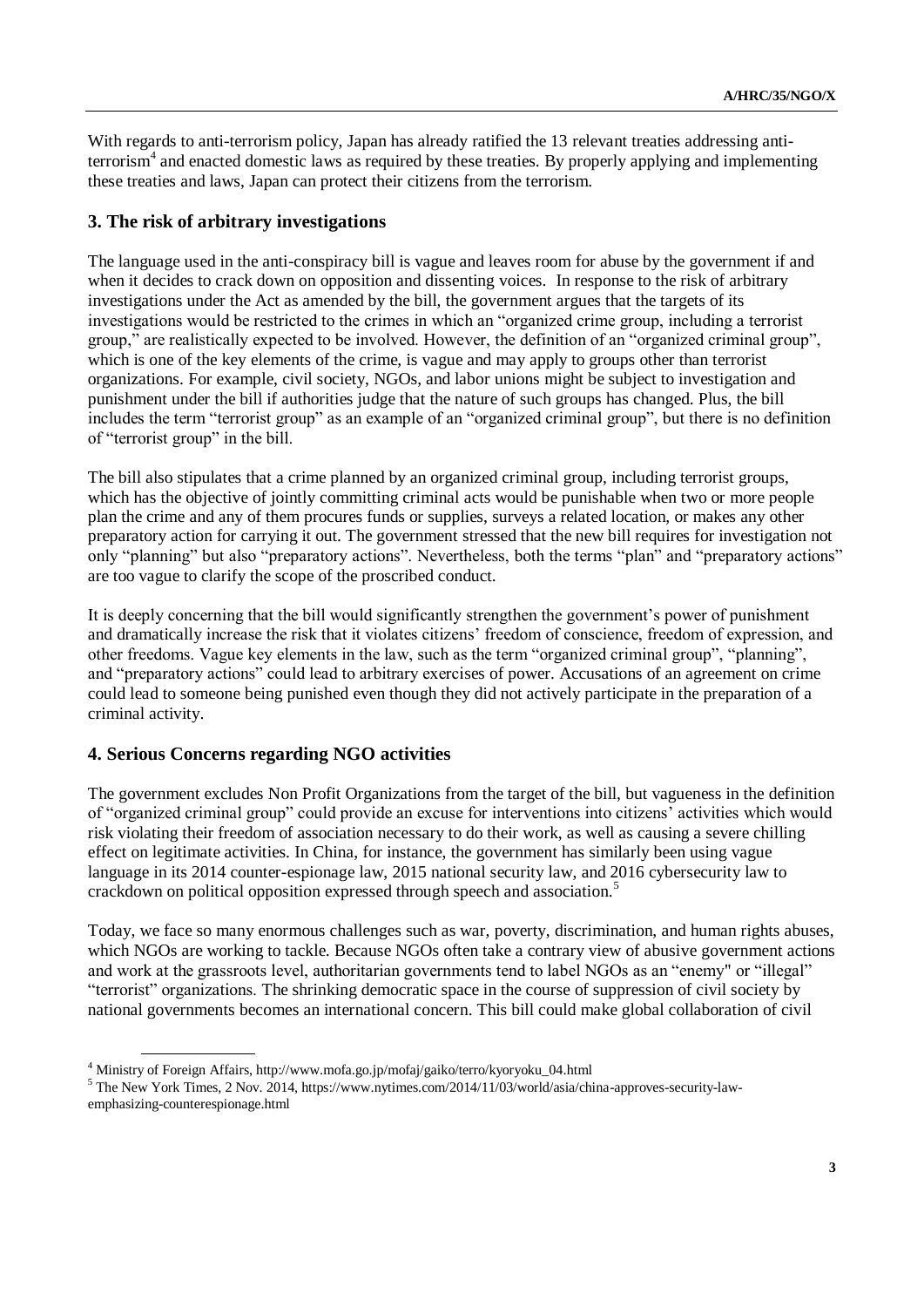With regards to anti-terrorism policy, Japan has already ratified the 13 relevant treaties addressing anti-terrorism[4] and enacted domestic laws as required by these treaties. By properly applying and implementing these treaties and laws, Japan can protect their citizens from the terrorism.

### 3. The risk of arbitrary investigations

The language used in the anti-conspiracy bill is vague and leaves room for abuse by the government if and when it decides to crack down on opposition and dissenting voices. In response to the risk of arbitrary investigations under the Act as amended by the bill, the government argues that the targets of its investigations would be restricted to the crimes in which an "organized crime group, including a terrorist group," are realistically expected to be involved. However, the definition of an "organized criminal group", which is one of the key elements of the crime, is vague and may apply to groups other than terrorist organizations. For example, civil society, NGOs, and labor unions might be subject to investigation and punishment under the bill if authorities judge that the nature of such groups has changed. Plus, the bill includes the term "terrorist group" as an example of an "organized criminal group", but there is no definition of "terrorist group" in the bill.

The bill also stipulates that a crime planned by an organized criminal group, including terrorist groups, which has the objective of jointly committing criminal acts would be punishable when two or more people plan the crime and any of them procures funds or supplies, surveys a related location, or makes any other preparatory action for carrying it out. The government stressed that the new bill requires for investigation not only "planning" but also "preparatory actions". Nevertheless, both the terms "plan" and "preparatory actions" are too vague to clarify the scope of the proscribed conduct.

It is deeply concerning that the bill would significantly strengthen the government's power of punishment and dramatically increase the risk that it violates citizens' freedom of conscience, freedom of expression, and other freedoms. Vague key elements in the law, such as the term "organized criminal group", "planning", and "preparatory actions" could lead to arbitrary exercises of power. Accusations of an agreement on crime could lead to someone being punished even though they did not actively participate in the preparation of a criminal activity.

### 4. Serious Concerns regarding NGO activities

The government excludes Non Profit Organizations from the target of the bill, but vagueness in the definition of "organized criminal group" could provide an excuse for interventions into citizens' activities which would risk violating their freedom of association necessary to do their work, as well as causing a severe chilling effect on legitimate activities. In China, for instance, the government has similarly been using vague language in its 2014 counter-espionage law, 2015 national security law, and 2016 cybersecurity law to crackdown on political opposition expressed through speech and association.[5]

Today, we face so many enormous challenges such as war, poverty, discrimination, and human rights abuses, which NGOs are working to tackle. Because NGOs often take a contrary view of abusive government actions and work at the grassroots level, authoritarian governments tend to label NGOs as an "enemy" or "illegal" "terrorist" organizations. The shrinking democratic space in the course of suppression of civil society by national governments becomes an international concern. This bill could make global collaboration of civil

---

[4] Ministry of Foreign Affairs, http://www.mofa.go.jp/mofaj/gaiko/terro/kyoryoku_04.html

[5] The New York Times, 2 Nov. 2014, https://www.nytimes.com/2014/11/03/world/asia/china-approves-security-law-emphasizing-counterespionage.html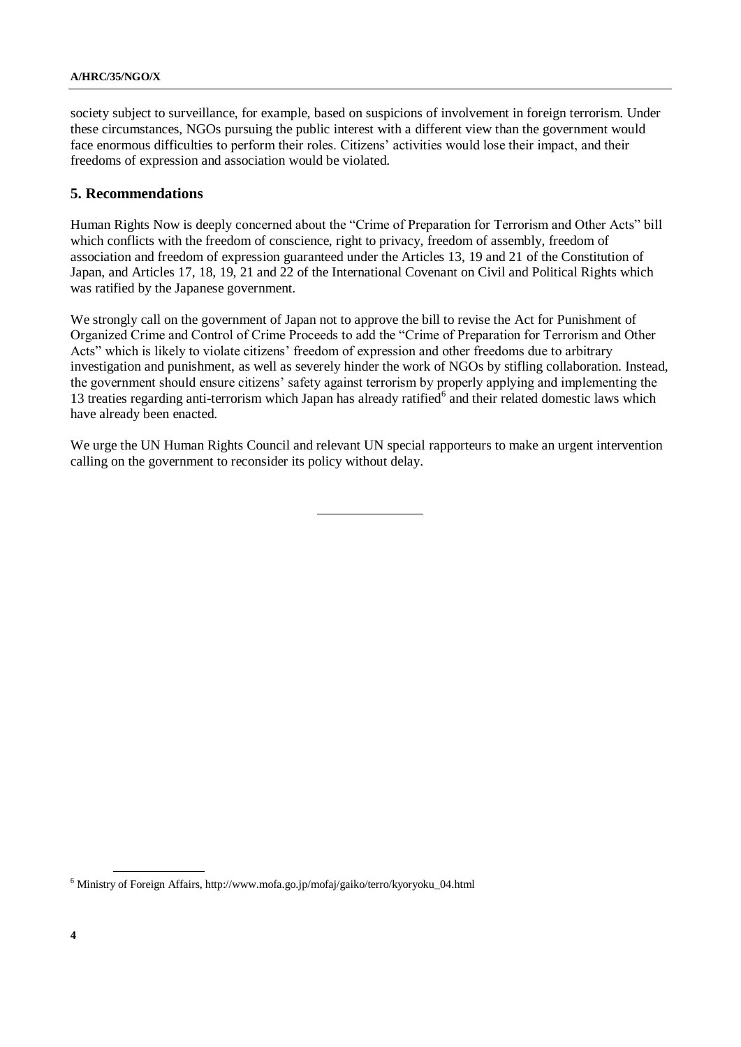society subject to surveillance, for example, based on suspicions of involvement in foreign terrorism. Under these circumstances, NGOs pursuing the public interest with a different view than the government would face enormous difficulties to perform their roles. Citizens' activities would lose their impact, and their freedoms of expression and association would be violated.

## 5. Recommendations

Human Rights Now is deeply concerned about the "Crime of Preparation for Terrorism and Other Acts" bill which conflicts with the freedom of conscience, right to privacy, freedom of assembly, freedom of association and freedom of expression guaranteed under the Articles 13, 19 and 21 of the Constitution of Japan, and Articles 17, 18, 19, 21 and 22 of the International Covenant on Civil and Political Rights which was ratified by the Japanese government.

We strongly call on the government of Japan not to approve the bill to revise the Act for Punishment of Organized Crime and Control of Crime Proceeds to add the "Crime of Preparation for Terrorism and Other Acts" which is likely to violate citizens' freedom of expression and other freedoms due to arbitrary investigation and punishment, as well as severely hinder the work of NGOs by stifling collaboration. Instead, the government should ensure citizens' safety against terrorism by properly applying and implementing the 13 treaties regarding anti-terrorism which Japan has already ratified[6] and their related domestic laws which have already been enacted.

We urge the UN Human Rights Council and relevant UN special rapporteurs to make an urgent intervention calling on the government to reconsider its policy without delay.

---

[6] Ministry of Foreign Affairs, http://www.mofa.go.jp/mofaj/gaiko/terro/kyoryoku_04.html